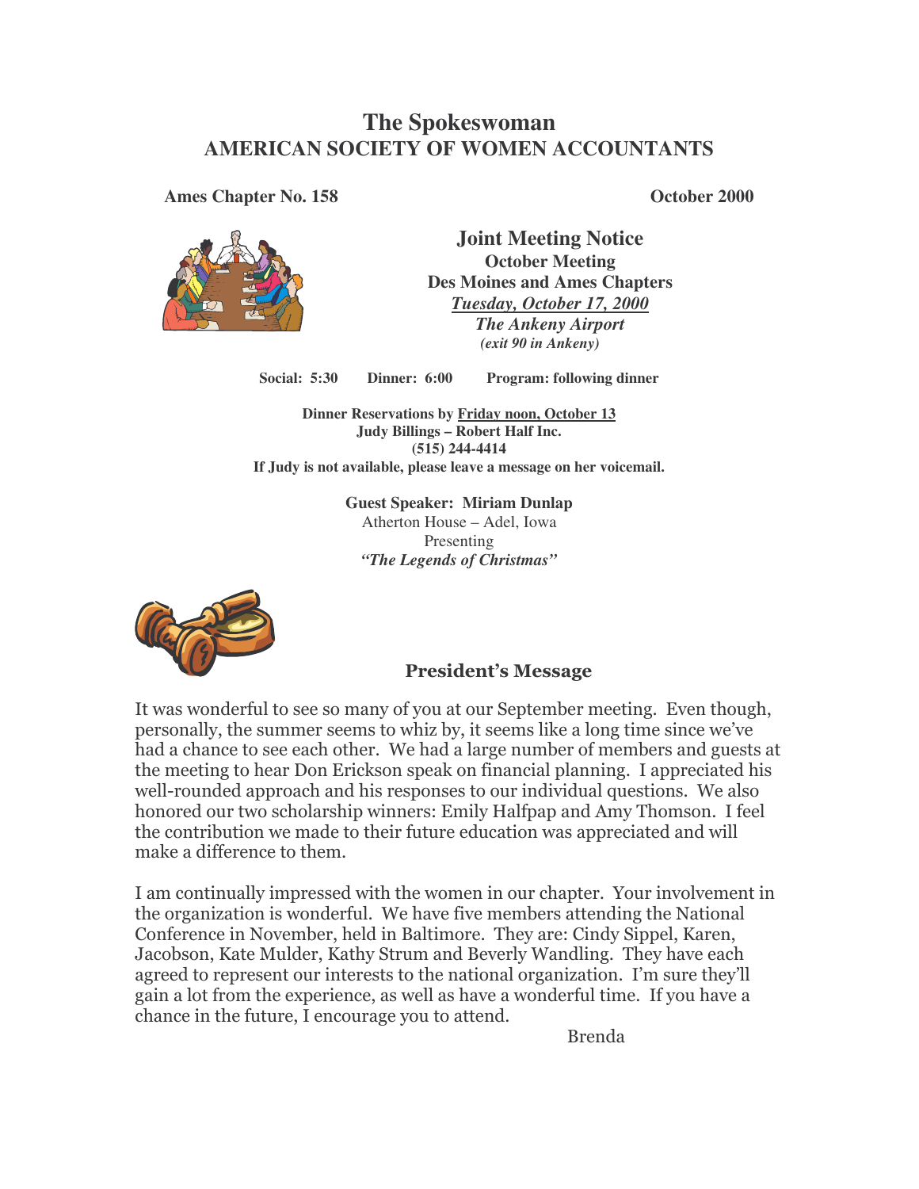# The Spokeswoman
## AMERICAN SOCIETY OF WOMEN ACCOUNTANTS

**Ames Chapter No. 158** **October 2000**

## Joint Meeting Notice

**October Meeting**
**Des Moines and Ames Chapters**
***Tuesday, October 17, 2000***
***The Ankeny Airport***
***(exit 90 in Ankeny)***

**Social: 5:30** **Dinner: 6:00** **Program: following dinner**

**Dinner Reservations by Friday noon, October 13**
**Judy Billings – Robert Half Inc.**
**(515) 244-4414**
**If Judy is not available, please leave a message on her voicemail.**

**Guest Speaker: Miriam Dunlap**
Atherton House – Adel, Iowa
Presenting
***"The Legends of Christmas"***

### President's Message

It was wonderful to see so many of you at our September meeting. Even though, personally, the summer seems to whiz by, it seems like a long time since we've had a chance to see each other. We had a large number of members and guests at the meeting to hear Don Erickson speak on financial planning. I appreciated his well-rounded approach and his responses to our individual questions. We also honored our two scholarship winners: Emily Halfpap and Amy Thomson. I feel the contribution we made to their future education was appreciated and will make a difference to them.

I am continually impressed with the women in our chapter. Your involvement in the organization is wonderful. We have five members attending the National Conference in November, held in Baltimore. They are: Cindy Sippel, Karen, Jacobson, Kate Mulder, Kathy Strum and Beverly Wandling. They have each agreed to represent our interests to the national organization. I'm sure they'll gain a lot from the experience, as well as have a wonderful time. If you have a chance in the future, I encourage you to attend.

Brenda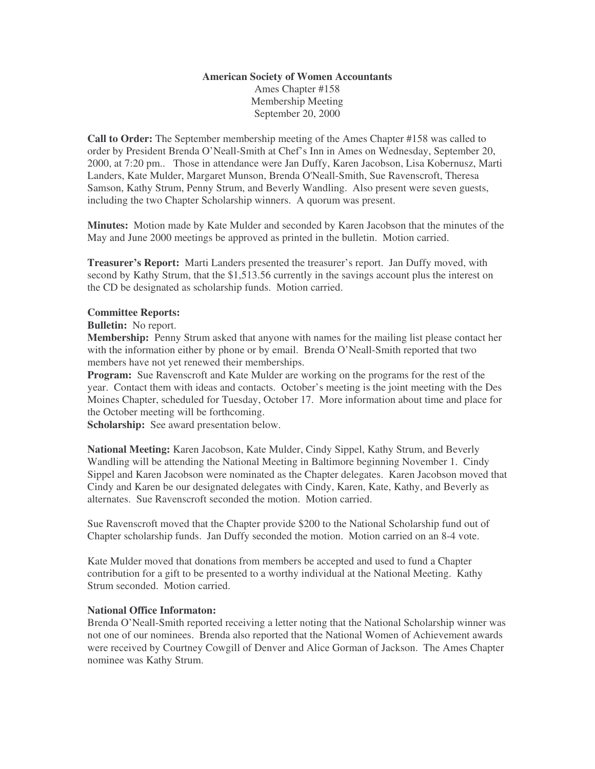**American Society of Women Accountants**
Ames Chapter #158
Membership Meeting
September 20, 2000

**Call to Order:** The September membership meeting of the Ames Chapter #158 was called to order by President Brenda O'Neall-Smith at Chef's Inn in Ames on Wednesday, September 20, 2000, at 7:20 pm.. Those in attendance were Jan Duffy, Karen Jacobson, Lisa Kobernusz, Marti Landers, Kate Mulder, Margaret Munson, Brenda O'Neall-Smith, Sue Ravenscroft, Theresa Samson, Kathy Strum, Penny Strum, and Beverly Wandling. Also present were seven guests, including the two Chapter Scholarship winners. A quorum was present.

**Minutes:** Motion made by Kate Mulder and seconded by Karen Jacobson that the minutes of the May and June 2000 meetings be approved as printed in the bulletin. Motion carried.

**Treasurer's Report:** Marti Landers presented the treasurer's report. Jan Duffy moved, with second by Kathy Strum, that the $1,513.56 currently in the savings account plus the interest on the CD be designated as scholarship funds. Motion carried.

**Committee Reports:**

**Bulletin:** No report.

**Membership:** Penny Strum asked that anyone with names for the mailing list please contact her with the information either by phone or by email. Brenda O'Neall-Smith reported that two members have not yet renewed their memberships.

**Program:** Sue Ravenscroft and Kate Mulder are working on the programs for the rest of the year. Contact them with ideas and contacts. October's meeting is the joint meeting with the Des Moines Chapter, scheduled for Tuesday, October 17. More information about time and place for the October meeting will be forthcoming.

**Scholarship:** See award presentation below.

**National Meeting:** Karen Jacobson, Kate Mulder, Cindy Sippel, Kathy Strum, and Beverly Wandling will be attending the National Meeting in Baltimore beginning November 1. Cindy Sippel and Karen Jacobson were nominated as the Chapter delegates. Karen Jacobson moved that Cindy and Karen be our designated delegates with Cindy, Karen, Kate, Kathy, and Beverly as alternates. Sue Ravenscroft seconded the motion. Motion carried.

Sue Ravenscroft moved that the Chapter provide $200 to the National Scholarship fund out of Chapter scholarship funds. Jan Duffy seconded the motion. Motion carried on an 8-4 vote.

Kate Mulder moved that donations from members be accepted and used to fund a Chapter contribution for a gift to be presented to a worthy individual at the National Meeting. Kathy Strum seconded. Motion carried.

**National Office Informaton:**

Brenda O'Neall-Smith reported receiving a letter noting that the National Scholarship winner was not one of our nominees. Brenda also reported that the National Women of Achievement awards were received by Courtney Cowgill of Denver and Alice Gorman of Jackson. The Ames Chapter nominee was Kathy Strum.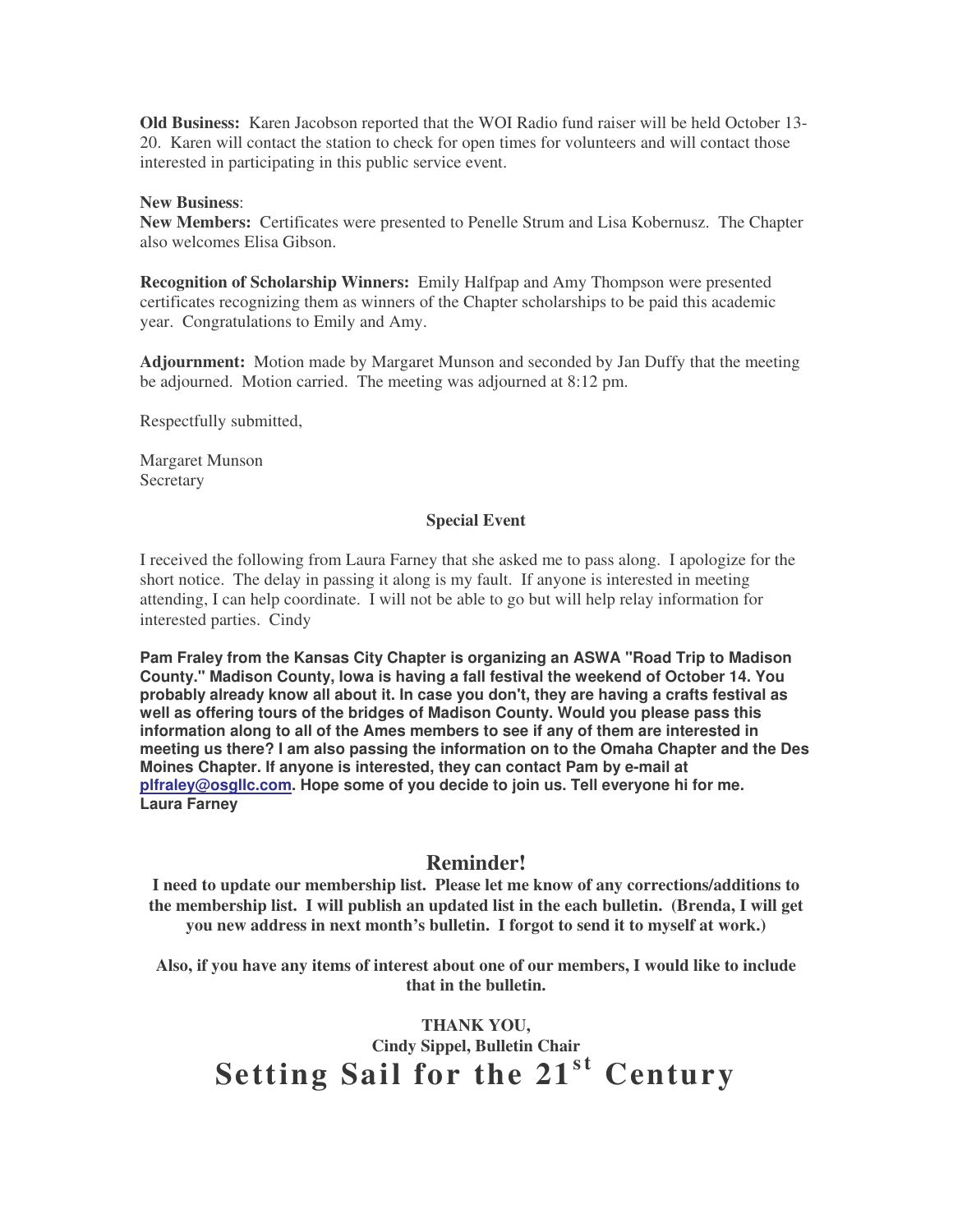**Old Business:** Karen Jacobson reported that the WOI Radio fund raiser will be held October 13-20. Karen will contact the station to check for open times for volunteers and will contact those interested in participating in this public service event.

**New Business**:

**New Members:** Certificates were presented to Penelle Strum and Lisa Kobernusz. The Chapter also welcomes Elisa Gibson.

**Recognition of Scholarship Winners:** Emily Halfpap and Amy Thompson were presented certificates recognizing them as winners of the Chapter scholarships to be paid this academic year. Congratulations to Emily and Amy.

**Adjournment:** Motion made by Margaret Munson and seconded by Jan Duffy that the meeting be adjourned. Motion carried. The meeting was adjourned at 8:12 pm.

Respectfully submitted,

Margaret Munson
Secretary

**Special Event**

I received the following from Laura Farney that she asked me to pass along. I apologize for the short notice. The delay in passing it along is my fault. If anyone is interested in meeting attending, I can help coordinate. I will not be able to go but will help relay information for interested parties. Cindy

**Pam Fraley from the Kansas City Chapter is organizing an ASWA "Road Trip to Madison County." Madison County, Iowa is having a fall festival the weekend of October 14. You probably already know all about it. In case you don't, they are having a crafts festival as well as offering tours of the bridges of Madison County. Would you please pass this information along to all of the Ames members to see if any of them are interested in meeting us there? I am also passing the information on to the Omaha Chapter and the Des Moines Chapter. If anyone is interested, they can contact Pam by e-mail at plfraley@osgllc.com. Hope some of you decide to join us. Tell everyone hi for me.**
**Laura Farney**

## Reminder!

**I need to update our membership list. Please let me know of any corrections/additions to the membership list. I will publish an updated list in the each bulletin. (Brenda, I will get you new address in next month's bulletin. I forgot to send it to myself at work.)**

**Also, if you have any items of interest about one of our members, I would like to include that in the bulletin.**

**THANK YOU,**
**Cindy Sippel, Bulletin Chair**

# Setting Sail for the 21st Century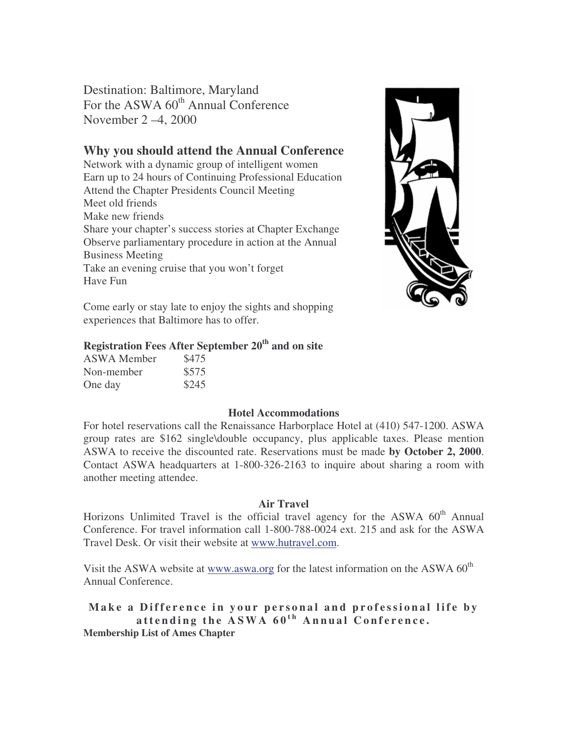Destination: Baltimore, Maryland
For the ASWA 60th Annual Conference
November 2 –4, 2000

## Why you should attend the Annual Conference

Network with a dynamic group of intelligent women
Earn up to 24 hours of Continuing Professional Education
Attend the Chapter Presidents Council Meeting
Meet old friends
Make new friends
Share your chapter's success stories at Chapter Exchange
Observe parliamentary procedure in action at the Annual Business Meeting
Take an evening cruise that you won't forget
Have Fun

Come early or stay late to enjoy the sights and shopping experiences that Baltimore has to offer.

**Registration Fees After September 20th and on site**

| | |
|---|---|
| ASWA Member | $475 |
| Non-member | $575 |
| One day | $245 |

**Hotel Accommodations**

For hotel reservations call the Renaissance Harborplace Hotel at (410) 547-1200. ASWA group rates are $162 single\double occupancy, plus applicable taxes. Please mention ASWA to receive the discounted rate. Reservations must be made **by October 2, 2000**. Contact ASWA headquarters at 1-800-326-2163 to inquire about sharing a room with another meeting attendee.

**Air Travel**

Horizons Unlimited Travel is the official travel agency for the ASWA 60th Annual Conference. For travel information call 1-800-788-0024 ext. 215 and ask for the ASWA Travel Desk. Or visit their website at www.hutravel.com.

Visit the ASWA website at www.aswa.org for the latest information on the ASWA 60th Annual Conference.

**Make a Difference in your personal and professional life by attending the ASWA 60th Annual Conference.**

**Membership List of Ames Chapter**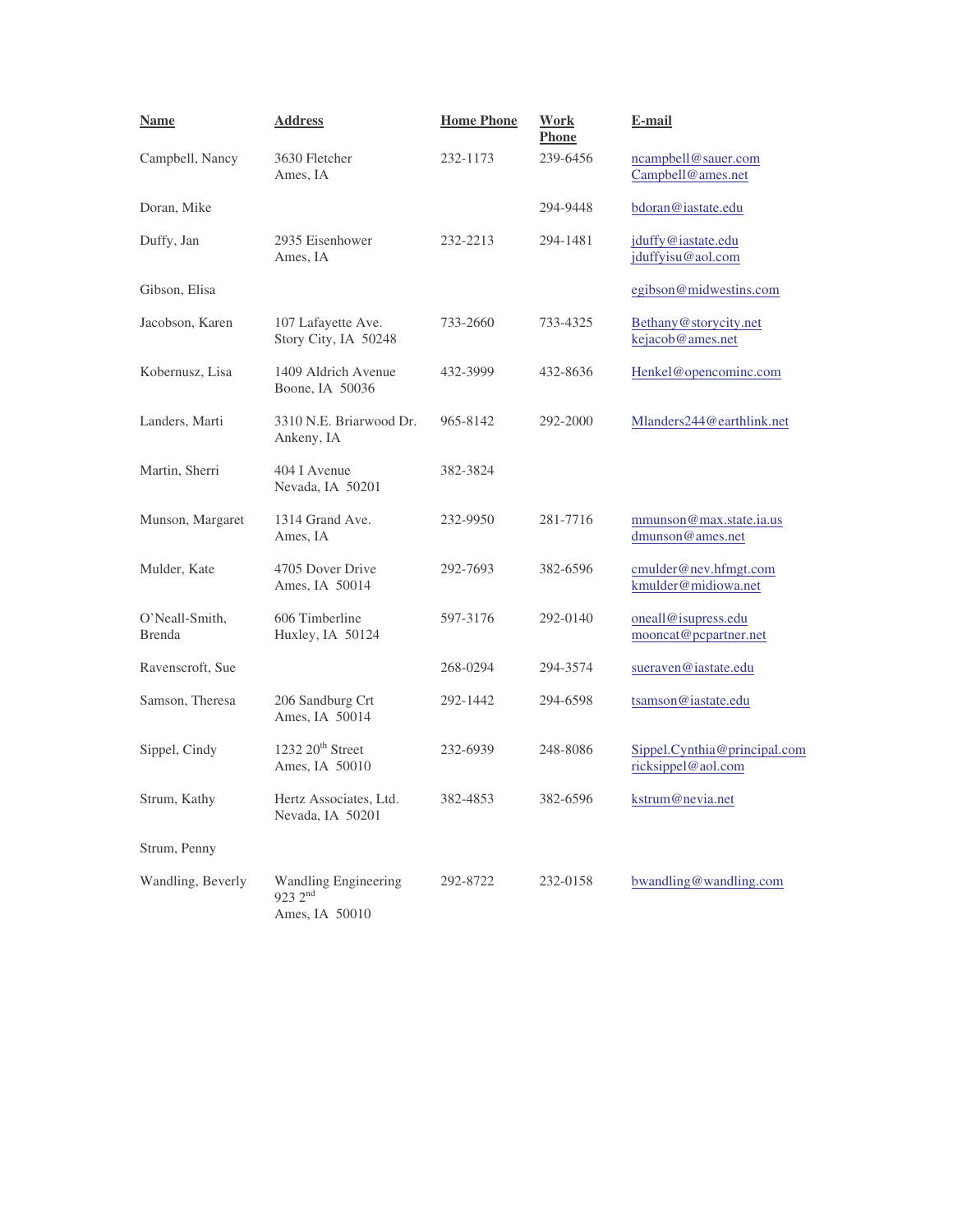| **Name** | **Address** | **Home Phone** | **Work Phone** | **E-mail** |
|---|---|---|---|---|
| Campbell, Nancy | 3630 Fletcher<br>Ames, IA | 232-1173 | 239-6456 | ncampbell@sauer.com<br>Campbell@ames.net |
| Doran, Mike | | | 294-9448 | bdoran@iastate.edu |
| Duffy, Jan | 2935 Eisenhower<br>Ames, IA | 232-2213 | 294-1481 | jduffy@iastate.edu<br>jduffyisu@aol.com |
| Gibson, Elisa | | | | egibson@midwestins.com |
| Jacobson, Karen | 107 Lafayette Ave.<br>Story City, IA 50248 | 733-2660 | 733-4325 | Bethany@storycity.net<br>kejacob@ames.net |
| Kobernusz, Lisa | 1409 Aldrich Avenue<br>Boone, IA 50036 | 432-3999 | 432-8636 | Henkel@opencominc.com |
| Landers, Marti | 3310 N.E. Briarwood Dr.<br>Ankeny, IA | 965-8142 | 292-2000 | Mlanders244@earthlink.net |
| Martin, Sherri | 404 I Avenue<br>Nevada, IA 50201 | 382-3824 | | |
| Munson, Margaret | 1314 Grand Ave.<br>Ames, IA | 232-9950 | 281-7716 | mmunson@max.state.ia.us<br>dmunson@ames.net |
| Mulder, Kate | 4705 Dover Drive<br>Ames, IA 50014 | 292-7693 | 382-6596 | cmulder@nev.hfmgt.com<br>kmulder@midiowa.net |
| O'Neall-Smith, Brenda | 606 Timberline<br>Huxley, IA 50124 | 597-3176 | 292-0140 | oneall@isupress.edu<br>mooncat@pcpartner.net |
| Ravenscroft, Sue | | 268-0294 | 294-3574 | sueraven@iastate.edu |
| Samson, Theresa | 206 Sandburg Crt<br>Ames, IA 50014 | 292-1442 | 294-6598 | tsamson@iastate.edu |
| Sippel, Cindy | 1232 20th Street<br>Ames, IA 50010 | 232-6939 | 248-8086 | Sippel.Cynthia@principal.com<br>ricksippel@aol.com |
| Strum, Kathy | Hertz Associates, Ltd.<br>Nevada, IA 50201 | 382-4853 | 382-6596 | kstrum@nevia.net |
| Strum, Penny | | | | |
| Wandling, Beverly | Wandling Engineering<br>923 2nd<br>Ames, IA 50010 | 292-8722 | 232-0158 | bwandling@wandling.com |